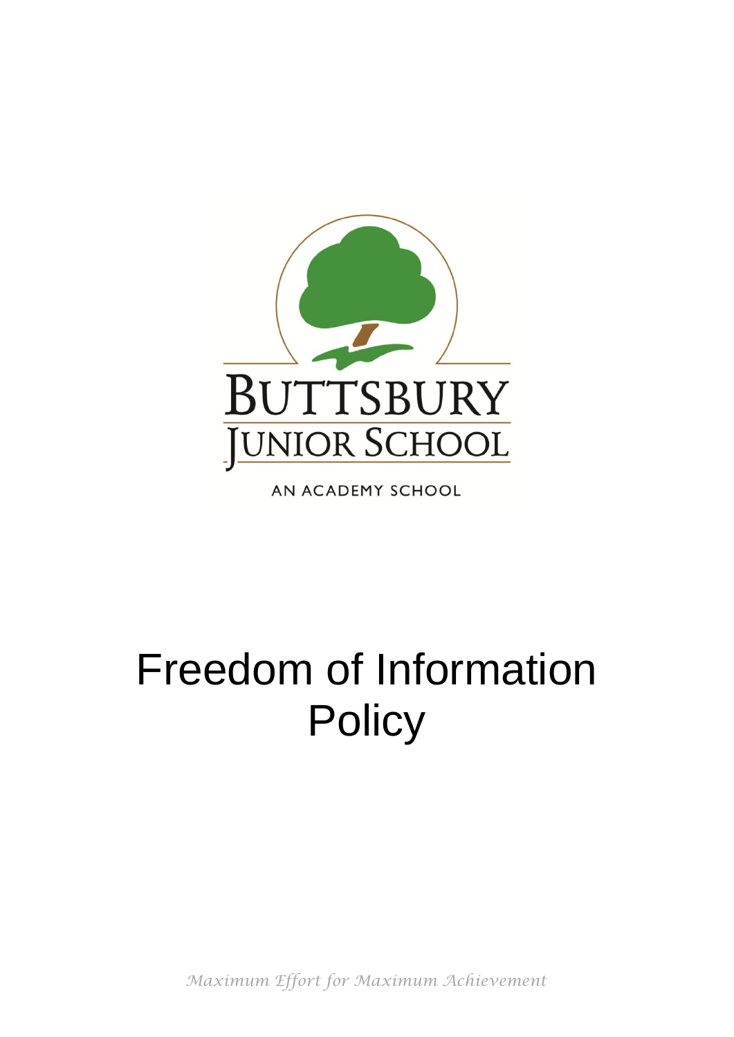BUTTSBURY
JUNIOR SCHOOL

AN ACADEMY SCHOOL

# Freedom of Information Policy

*Maximum Effort for Maximum Achievement*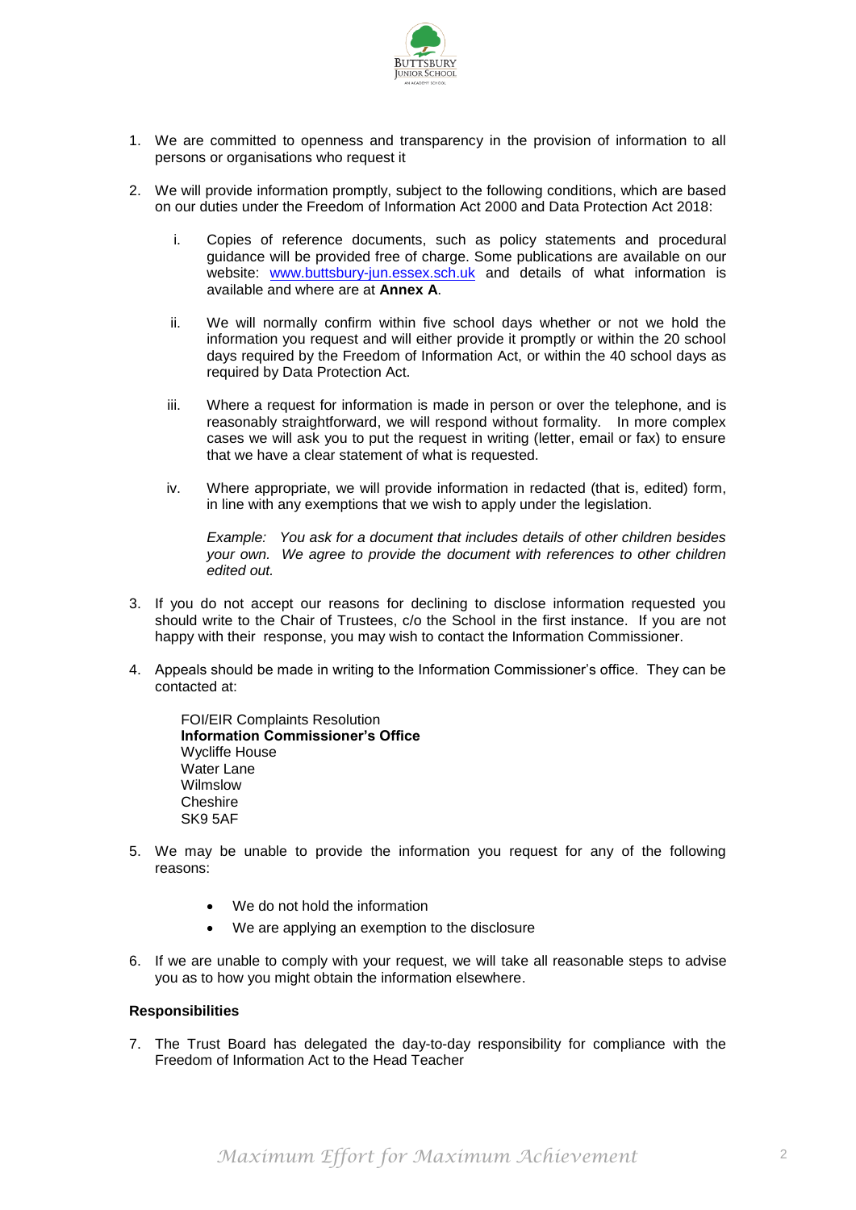1. We are committed to openness and transparency in the provision of information to all persons or organisations who request it

2. We will provide information promptly, subject to the following conditions, which are based on our duties under the Freedom of Information Act 2000 and Data Protection Act 2018:

   i. Copies of reference documents, such as policy statements and procedural guidance will be provided free of charge. Some publications are available on our website: [www.buttsbury-jun.essex.sch.uk](www.buttsbury-jun.essex.sch.uk) and details of what information is available and where are at **Annex A**.

   ii. We will normally confirm within five school days whether or not we hold the information you request and will either provide it promptly or within the 20 school days required by the Freedom of Information Act, or within the 40 school days as required by Data Protection Act.

   iii. Where a request for information is made in person or over the telephone, and is reasonably straightforward, we will respond without formality. In more complex cases we will ask you to put the request in writing (letter, email or fax) to ensure that we have a clear statement of what is requested.

   iv. Where appropriate, we will provide information in redacted (that is, edited) form, in line with any exemptions that we wish to apply under the legislation.

   *Example: You ask for a document that includes details of other children besides your own. We agree to provide the document with references to other children edited out.*

3. If you do not accept our reasons for declining to disclose information requested you should write to the Chair of Trustees, c/o the School in the first instance. If you are not happy with their response, you may wish to contact the Information Commissioner.

4. Appeals should be made in writing to the Information Commissioner's office. They can be contacted at:

   FOI/EIR Complaints Resolution
   **Information Commissioner's Office**
   Wycliffe House
   Water Lane
   Wilmslow
   Cheshire
   SK9 5AF

5. We may be unable to provide the information you request for any of the following reasons:

   - We do not hold the information
   - We are applying an exemption to the disclosure

6. If we are unable to comply with your request, we will take all reasonable steps to advise you as to how you might obtain the information elsewhere.

**Responsibilities**

7. The Trust Board has delegated the day-to-day responsibility for compliance with the Freedom of Information Act to the Head Teacher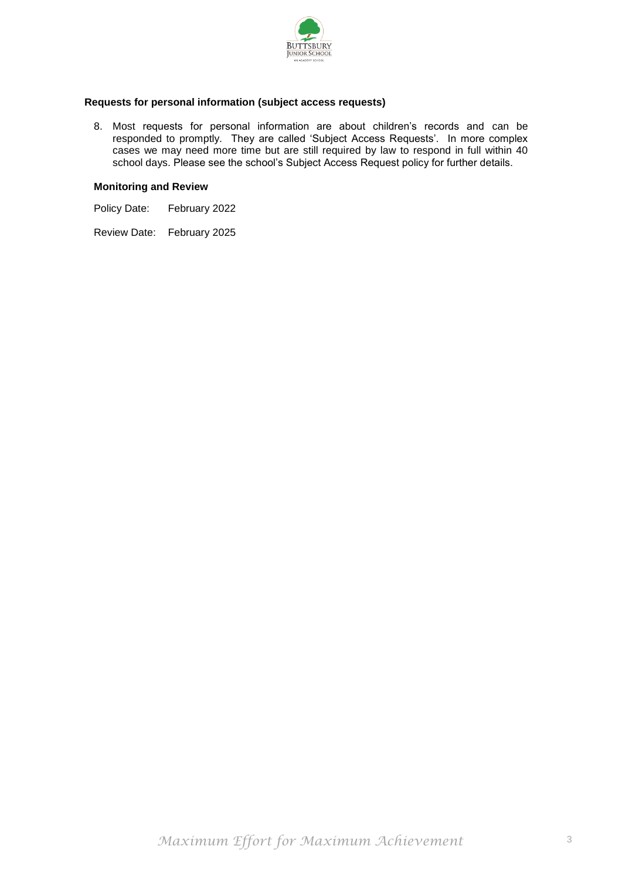**Requests for personal information (subject access requests)**

8. Most requests for personal information are about children's records and can be responded to promptly. They are called 'Subject Access Requests'. In more complex cases we may need more time but are still required by law to respond in full within 40 school days. Please see the school's Subject Access Request policy for further details.

**Monitoring and Review**

Policy Date: February 2022

Review Date: February 2025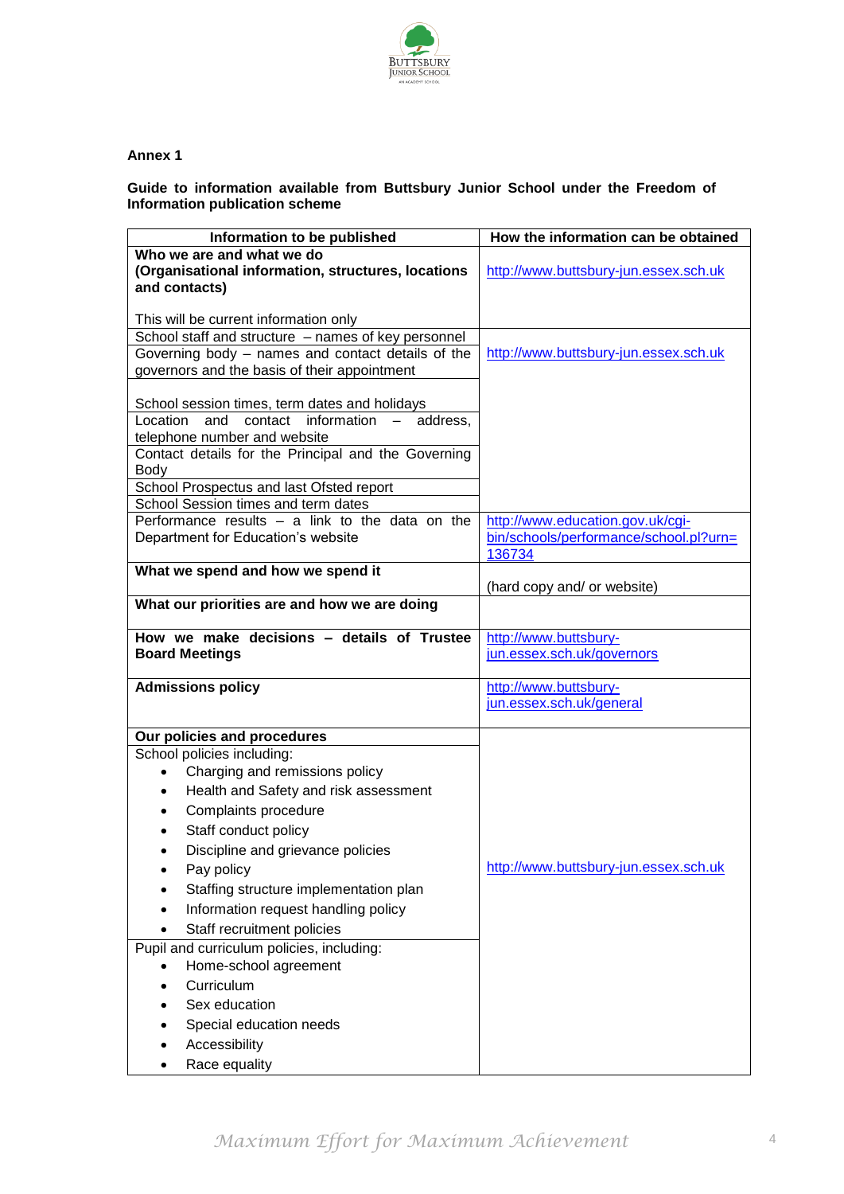**Annex 1**

**Guide to information available from Buttsbury Junior School under the Freedom of Information publication scheme**

| Information to be published | How the information can be obtained |
|---|---|
| **Who we are and what we do (Organisational information, structures, locations and contacts)**<br><br>This will be current information only | http://www.buttsbury-jun.essex.sch.uk |
| School staff and structure – names of key personnel | |
| Governing body – names and contact details of the governors and the basis of their appointment | http://www.buttsbury-jun.essex.sch.uk |
| School session times, term dates and holidays | |
| Location and contact information – address, telephone number and website | |
| Contact details for the Principal and the Governing Body | |
| School Prospectus and last Ofsted report | |
| School Session times and term dates | |
| Performance results – a link to the data on the Department for Education's website | http://www.education.gov.uk/cgi-bin/schools/performance/school.pl?urn=136734 |
| **What we spend and how we spend it** | (hard copy and/ or website) |
| **What our priorities are and how we are doing** | |
| **How we make decisions – details of Trustee Board Meetings** | http://www.buttsbury-jun.essex.sch.uk/governors |
| **Admissions policy** | http://www.buttsbury-jun.essex.sch.uk/general |
| **Our policies and procedures** | |
| School policies including:<br>• Charging and remissions policy<br>• Health and Safety and risk assessment<br>• Complaints procedure<br>• Staff conduct policy<br>• Discipline and grievance policies<br>• Pay policy<br>• Staffing structure implementation plan<br>• Information request handling policy<br>• Staff recruitment policies | http://www.buttsbury-jun.essex.sch.uk |
| Pupil and curriculum policies, including:<br>• Home-school agreement<br>• Curriculum<br>• Sex education<br>• Special education needs<br>• Accessibility<br>• Race equality | |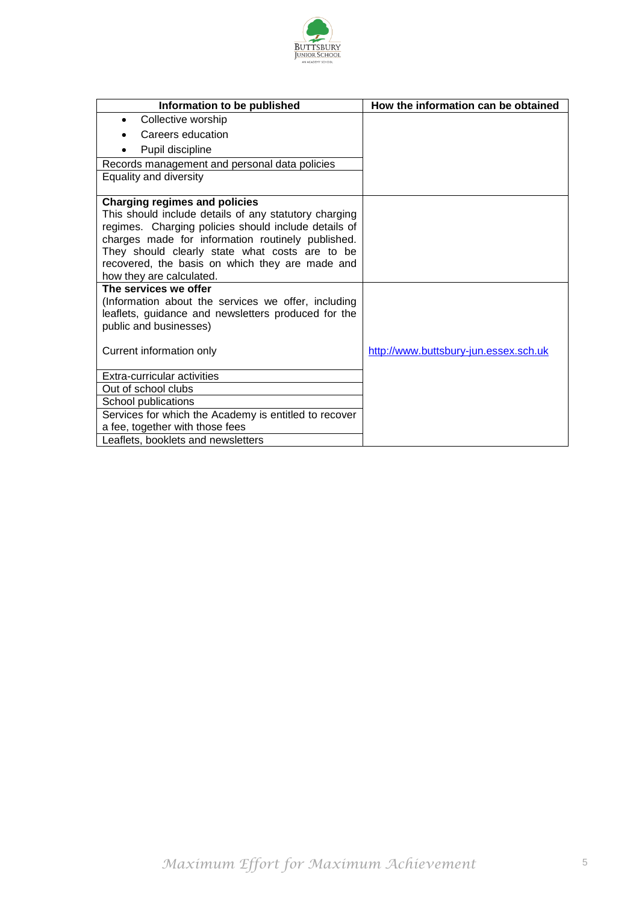| Information to be published | How the information can be obtained |
|---|---|
| • Collective worship<br>• Careers education<br>• Pupil discipline | |
| Records management and personal data policies | |
| Equality and diversity | |
| **Charging regimes and policies**<br>This should include details of any statutory charging regimes. Charging policies should include details of charges made for information routinely published. They should clearly state what costs are to be recovered, the basis on which they are made and how they are calculated. | |
| **The services we offer**<br>(Information about the services we offer, including leaflets, guidance and newsletters produced for the public and businesses)<br><br>Current information only | http://www.buttsbury-jun.essex.sch.uk |
| Extra-curricular activities | |
| Out of school clubs | |
| School publications | |
| Services for which the Academy is entitled to recover a fee, together with those fees | |
| Leaflets, booklets and newsletters | |

*Maximum Effort for Maximum Achievement*